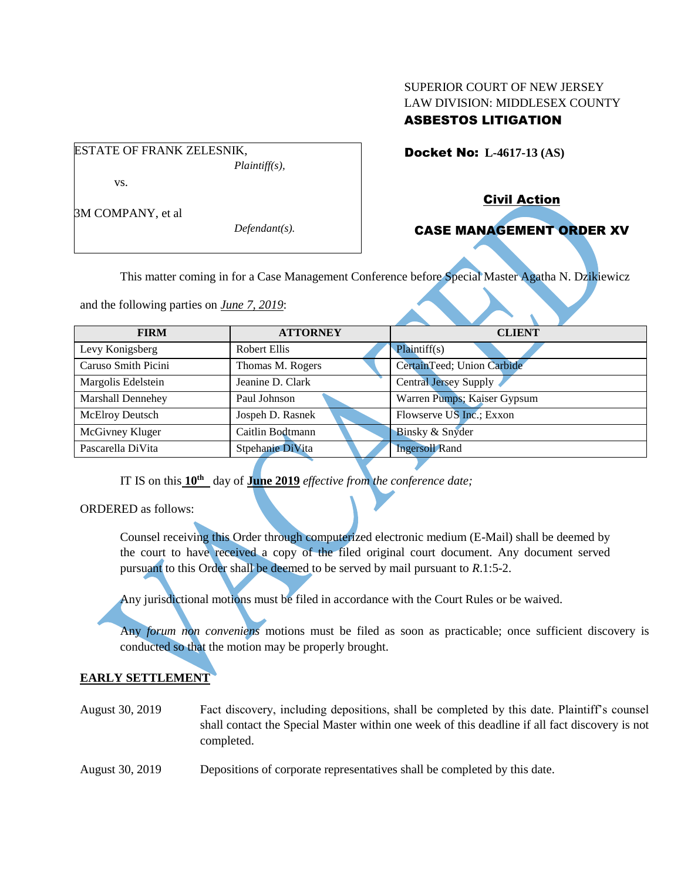SUPERIOR COURT OF NEW JERSEY
LAW DIVISION: MIDDLESEX COUNTY
**ASBESTOS LITIGATION**

ESTATE OF FRANK ZELESNIK,
*Plaintiff(s),*

vs.

3M COMPANY, et al
*Defendant(s).*

**Docket No: L-4617-13 (AS)**

**Civil Action**

**CASE MANAGEMENT ORDER XV**

This matter coming in for a Case Management Conference before Special Master Agatha N. Dzikiewicz and the following parties on ***June 7, 2019***:

| FIRM | ATTORNEY | CLIENT |
|---|---|---|
| Levy Konigsberg | Robert Ellis | Plaintiff(s) |
| Caruso Smith Picini | Thomas M. Rogers | CertainTeed; Union Carbide |
| Margolis Edelstein | Jeanine D. Clark | Central Jersey Supply |
| Marshall Dennehey | Paul Johnson | Warren Pumps; Kaiser Gypsum |
| McElroy Deutsch | Jospeh D. Rasnek | Flowserve US Inc.; Exxon |
| McGivney Kluger | Caitlin Bodtmann | Binsky & Snyder |
| Pascarella DiVita | Stpehanie DiVita | Ingersoll Rand |

IT IS on this **10th** day of **June 2019** *effective from the conference date;*

ORDERED as follows:

Counsel receiving this Order through computerized electronic medium (E-Mail) shall be deemed by the court to have received a copy of the filed original court document. Any document served pursuant to this Order shall be deemed to be served by mail pursuant to *R*.1:5-2.

Any jurisdictional motions must be filed in accordance with the Court Rules or be waived.

Any *forum non conveniens* motions must be filed as soon as practicable; once sufficient discovery is conducted so that the motion may be properly brought.

**EARLY SETTLEMENT**

August 30, 2019 Fact discovery, including depositions, shall be completed by this date. Plaintiff's counsel shall contact the Special Master within one week of this deadline if all fact discovery is not completed.

August 30, 2019 Depositions of corporate representatives shall be completed by this date.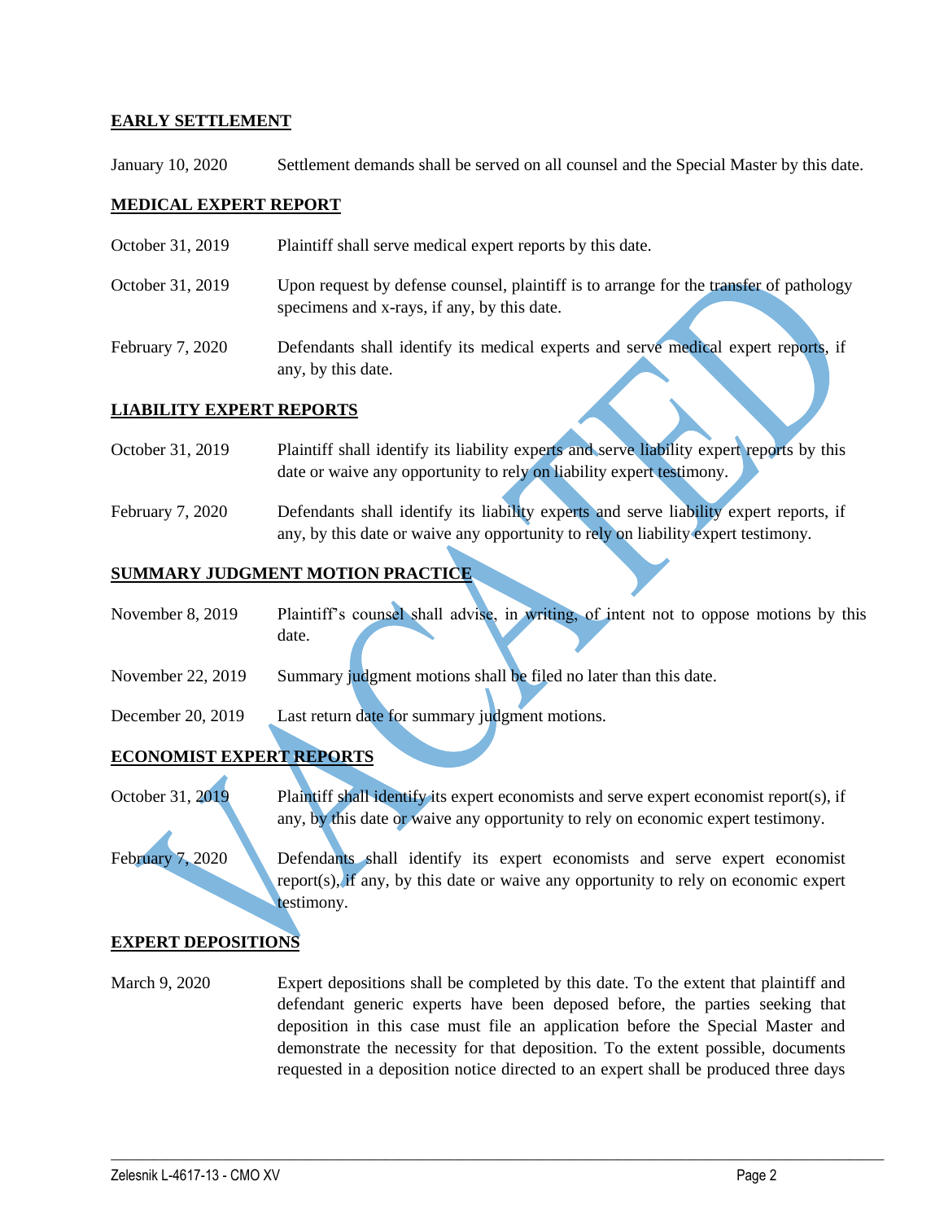**EARLY SETTLEMENT**

| | |
|---|---|
| January 10, 2020 | Settlement demands shall be served on all counsel and the Special Master by this date. |

**MEDICAL EXPERT REPORT**

| | |
|---|---|
| October 31, 2019 | Plaintiff shall serve medical expert reports by this date. |
| October 31, 2019 | Upon request by defense counsel, plaintiff is to arrange for the transfer of pathology specimens and x-rays, if any, by this date. |
| February 7, 2020 | Defendants shall identify its medical experts and serve medical expert reports, if any, by this date. |

**LIABILITY EXPERT REPORTS**

| | |
|---|---|
| October 31, 2019 | Plaintiff shall identify its liability experts and serve liability expert reports by this date or waive any opportunity to rely on liability expert testimony. |
| February 7, 2020 | Defendants shall identify its liability experts and serve liability expert reports, if any, by this date or waive any opportunity to rely on liability expert testimony. |

**SUMMARY JUDGMENT MOTION PRACTICE**

| | |
|---|---|
| November 8, 2019 | Plaintiff's counsel shall advise, in writing, of intent not to oppose motions by this date. |
| November 22, 2019 | Summary judgment motions shall be filed no later than this date. |
| December 20, 2019 | Last return date for summary judgment motions. |

**ECONOMIST EXPERT REPORTS**

| | |
|---|---|
| October 31, 2019 | Plaintiff shall identify its expert economists and serve expert economist report(s), if any, by this date or waive any opportunity to rely on economic expert testimony. |
| February 7, 2020 | Defendants shall identify its expert economists and serve expert economist report(s), if any, by this date or waive any opportunity to rely on economic expert testimony. |

**EXPERT DEPOSITIONS**

| | |
|---|---|
| March 9, 2020 | Expert depositions shall be completed by this date. To the extent that plaintiff and defendant generic experts have been deposed before, the parties seeking that deposition in this case must file an application before the Special Master and demonstrate the necessity for that deposition. To the extent possible, documents requested in a deposition notice directed to an expert shall be produced three days |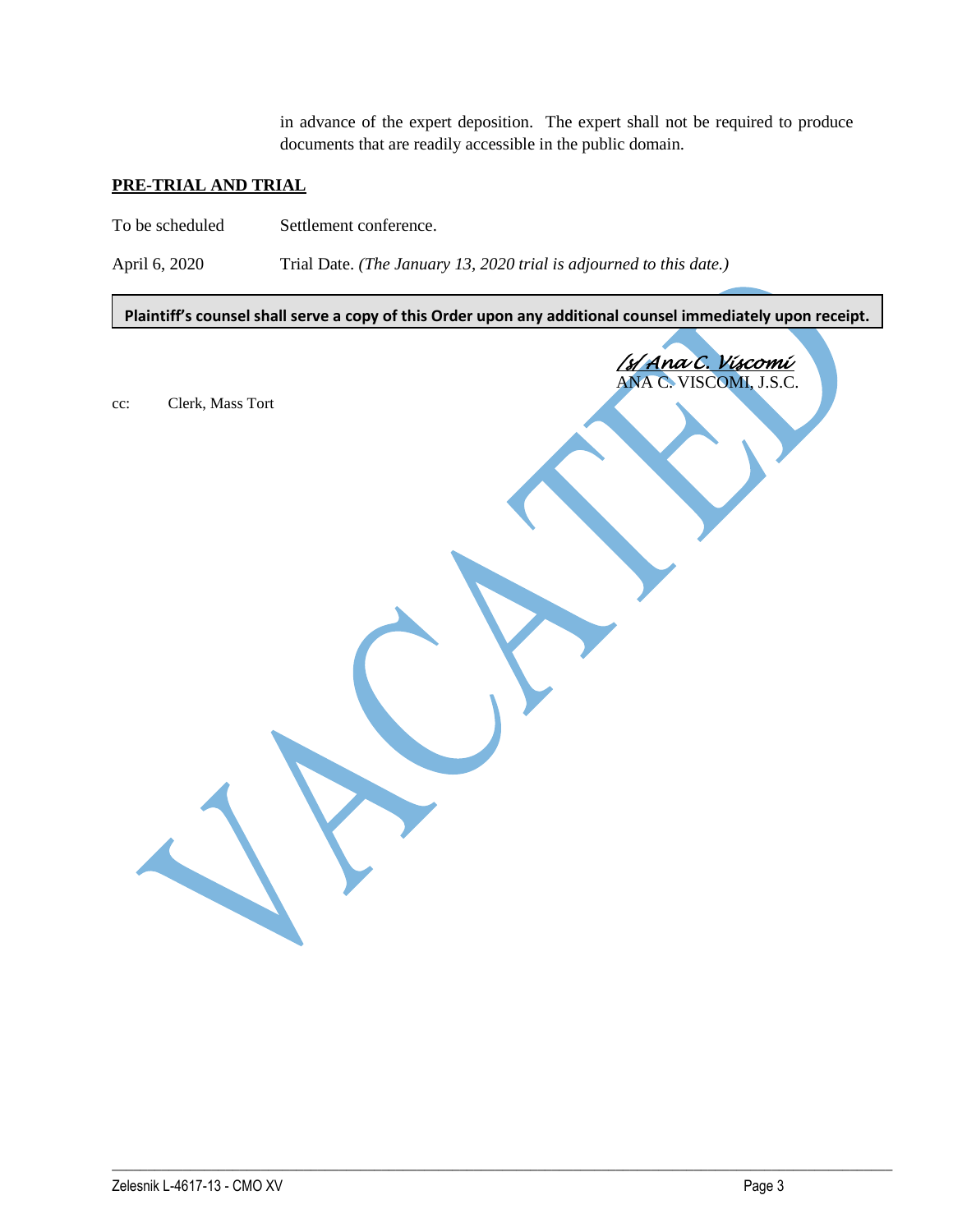in advance of the expert deposition. The expert shall not be required to produce documents that are readily accessible in the public domain.

**PRE-TRIAL AND TRIAL**

| | |
|---|---|
| To be scheduled | Settlement conference. |
| April 6, 2020 | Trial Date. *(The January 13, 2020 trial is adjourned to this date.)* |

**Plaintiff's counsel shall serve a copy of this Order upon any additional counsel immediately upon receipt.**

*/s/ Ana C. Viscomi*
ANA C. VISCOMI, J.S.C.

cc: Clerk, Mass Tort

VACATED